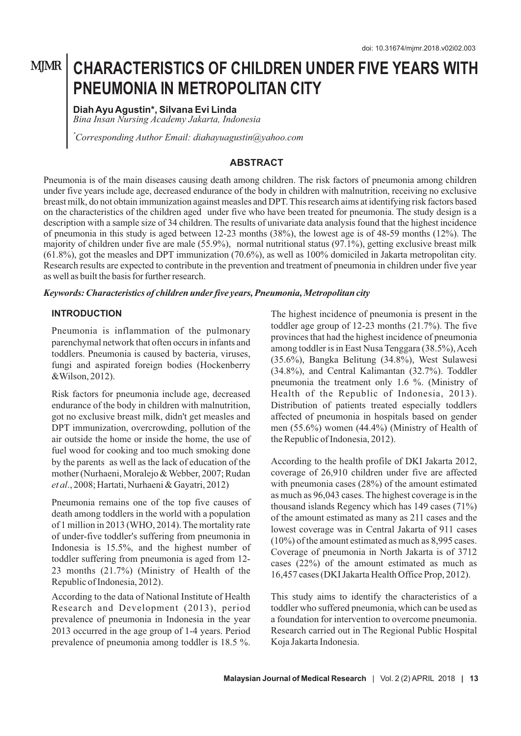doi: 10.31674/mjmr.2018.v02i02.003

# CHARACTERISTICS OF CHILDREN UNDER FIVE YEARS WITH PNEUMONIA IN METROPOLITAN CITY

**Diah Ayu Agustin*, Silvana Evi Linda**
*Bina Insan Nursing Academy Jakarta, Indonesia*

*Corresponding Author Email: diahayuagustin@yahoo.com*

## ABSTRACT

Pneumonia is of the main diseases causing death among children. The risk factors of pneumonia among children under five years include age, decreased endurance of the body in children with malnutrition, receiving no exclusive breast milk, do not obtain immunization against measles and DPT. This research aims at identifying risk factors based on the characteristics of the children aged under five who have been treated for pneumonia. The study design is a description with a sample size of 34 children. The results of univariate data analysis found that the highest incidence of pneumonia in this study is aged between 12-23 months (38%), the lowest age is of 48-59 months (12%). The majority of children under five are male (55.9%), normal nutritional status (97.1%), getting exclusive breast milk (61.8%), got the measles and DPT immunization (70.6%), as well as 100% domiciled in Jakarta metropolitan city. Research results are expected to contribute in the prevention and treatment of pneumonia in children under five year as well as built the basis for further research.

***Keywords: Characteristics of children under five years, Pneumonia, Metropolitan city***

## INTRODUCTION

Pneumonia is inflammation of the pulmonary parenchymal network that often occurs in infants and toddlers. Pneumonia is caused by bacteria, viruses, fungi and aspirated foreign bodies (Hockenberry &Wilson, 2012).

Risk factors for pneumonia include age, decreased endurance of the body in children with malnutrition, got no exclusive breast milk, didn't get measles and DPT immunization, overcrowding, pollution of the air outside the home or inside the home, the use of fuel wood for cooking and too much smoking done by the parents as well as the lack of education of the mother (Nurhaeni, Moralejo & Webber, 2007; Rudan *et al*., 2008; Hartati, Nurhaeni & Gayatri, 2012)

Pneumonia remains one of the top five causes of death among toddlers in the world with a population of 1 million in 2013 (WHO, 2014). The mortality rate of under-five toddler's suffering from pneumonia in Indonesia is 15.5%, and the highest number of toddler suffering from pneumonia is aged from 12-23 months (21.7%) (Ministry of Health of the Republic of Indonesia, 2012).

According to the data of National Institute of Health Research and Development (2013), period prevalence of pneumonia in Indonesia in the year 2013 occurred in the age group of 1-4 years. Period prevalence of pneumonia among toddler is 18.5 %. The highest incidence of pneumonia is present in the toddler age group of 12-23 months (21.7%). The five provinces that had the highest incidence of pneumonia among toddler is in East Nusa Tenggara (38.5%), Aceh (35.6%), Bangka Belitung (34.8%), West Sulawesi (34.8%), and Central Kalimantan (32.7%). Toddler pneumonia the treatment only 1.6 %. (Ministry of Health of the Republic of Indonesia, 2013). Distribution of patients treated especially toddlers affected of pneumonia in hospitals based on gender men (55.6%) women (44.4%) (Ministry of Health of the Republic of Indonesia, 2012).

According to the health profile of DKI Jakarta 2012, coverage of 26,910 children under five are affected with pneumonia cases (28%) of the amount estimated as much as 96,043 cases. The highest coverage is in the thousand islands Regency which has 149 cases (71%) of the amount estimated as many as 211 cases and the lowest coverage was in Central Jakarta of 911 cases (10%) of the amount estimated as much as 8,995 cases. Coverage of pneumonia in North Jakarta is of 3712 cases (22%) of the amount estimated as much as 16,457 cases (DKI Jakarta Health Office Prop, 2012).

This study aims to identify the characteristics of a toddler who suffered pneumonia, which can be used as a foundation for intervention to overcome pneumonia. Research carried out in The Regional Public Hospital Koja Jakarta Indonesia.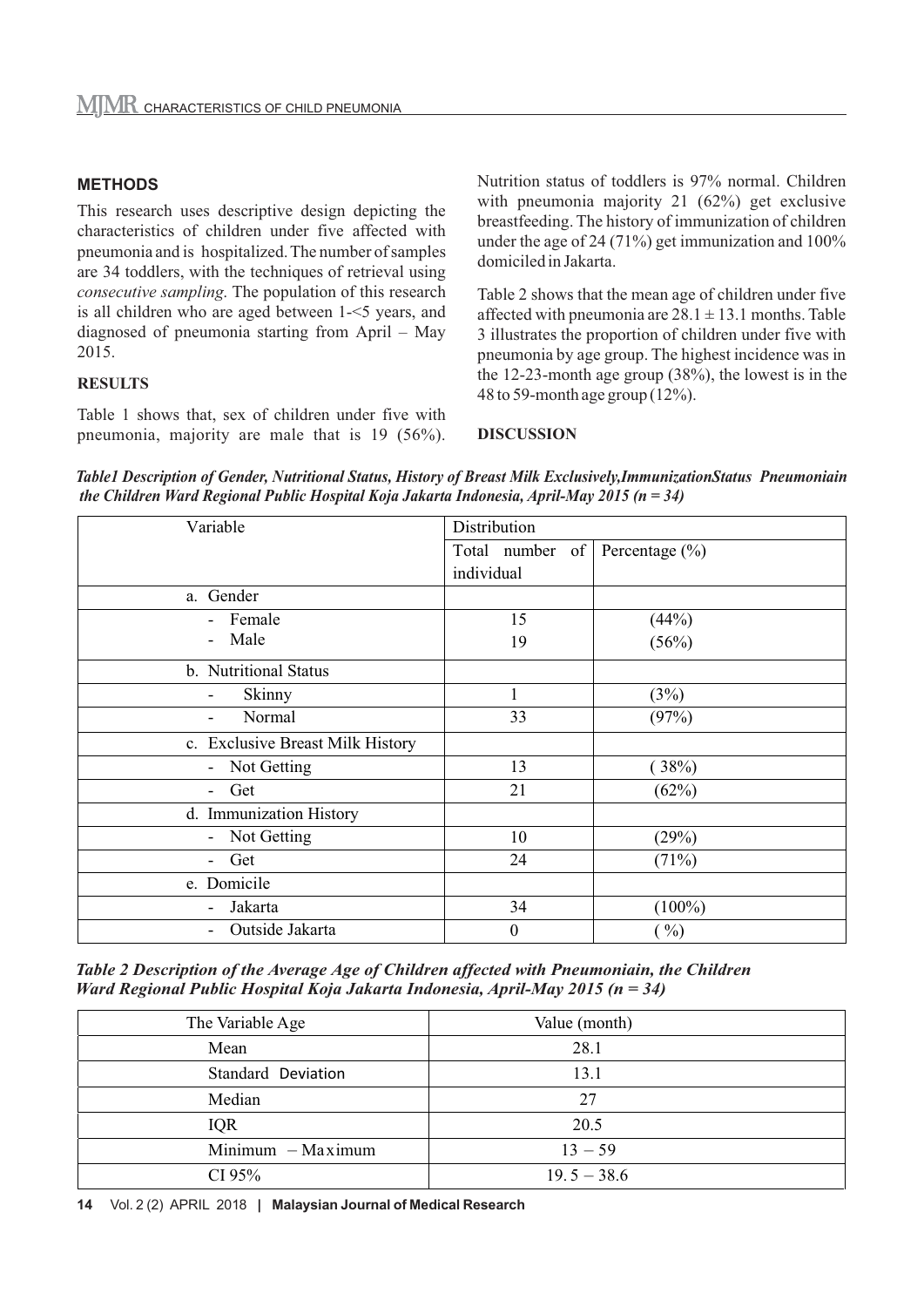## METHODS

This research uses descriptive design depicting the characteristics of children under five affected with pneumonia and is hospitalized. The number of samples are 34 toddlers, with the techniques of retrieval using *consecutive sampling.* The population of this research is all children who are aged between 1-<5 years, and diagnosed of pneumonia starting from April – May 2015.

## RESULTS

Table 1 shows that, sex of children under five with pneumonia, majority are male that is 19 (56%). Nutrition status of toddlers is 97% normal. Children with pneumonia majority 21 (62%) get exclusive breastfeeding. The history of immunization of children under the age of 24 (71%) get immunization and 100% domiciled in Jakarta.

Table 2 shows that the mean age of children under five affected with pneumonia are 28.1 ± 13.1 months. Table 3 illustrates the proportion of children under five with pneumonia by age group. The highest incidence was in the 12-23-month age group (38%), the lowest is in the 48 to 59-month age group (12%).

## DISCUSSION

***Table1 Description of Gender, Nutritional Status, History of Breast Milk Exclusively,ImmunizationStatus Pneumoniain the Children Ward Regional Public Hospital Koja Jakarta Indonesia, April-May 2015 (n = 34)***

| Variable | Distribution | |
|---|---|---|
| | Total number of individual | Percentage (%) |
| a. Gender | | |
| - Female | 15 | (44%) |
| - Male | 19 | (56%) |
| b. Nutritional Status | | |
| - Skinny | 1 | (3%) |
| - Normal | 33 | (97%) |
| c. Exclusive Breast Milk History | | |
| - Not Getting | 13 | ( 38%) |
| - Get | 21 | (62%) |
| d. Immunization History | | |
| - Not Getting | 10 | (29%) |
| - Get | 24 | (71%) |
| e. Domicile | | |
| - Jakarta | 34 | (100%) |
| - Outside Jakarta | 0 | ( %) |

***Table 2 Description of the Average Age of Children affected with Pneumoniain, the Children Ward Regional Public Hospital Koja Jakarta Indonesia, April-May 2015 (n = 34)***

| The Variable Age | Value (month) |
|---|---|
| Mean | 28.1 |
| Standard Deviation | 13.1 |
| Median | 27 |
| IQR | 20.5 |
| Minimum – Maximum | 13 – 59 |
| CI 95% | 19. 5 – 38.6 |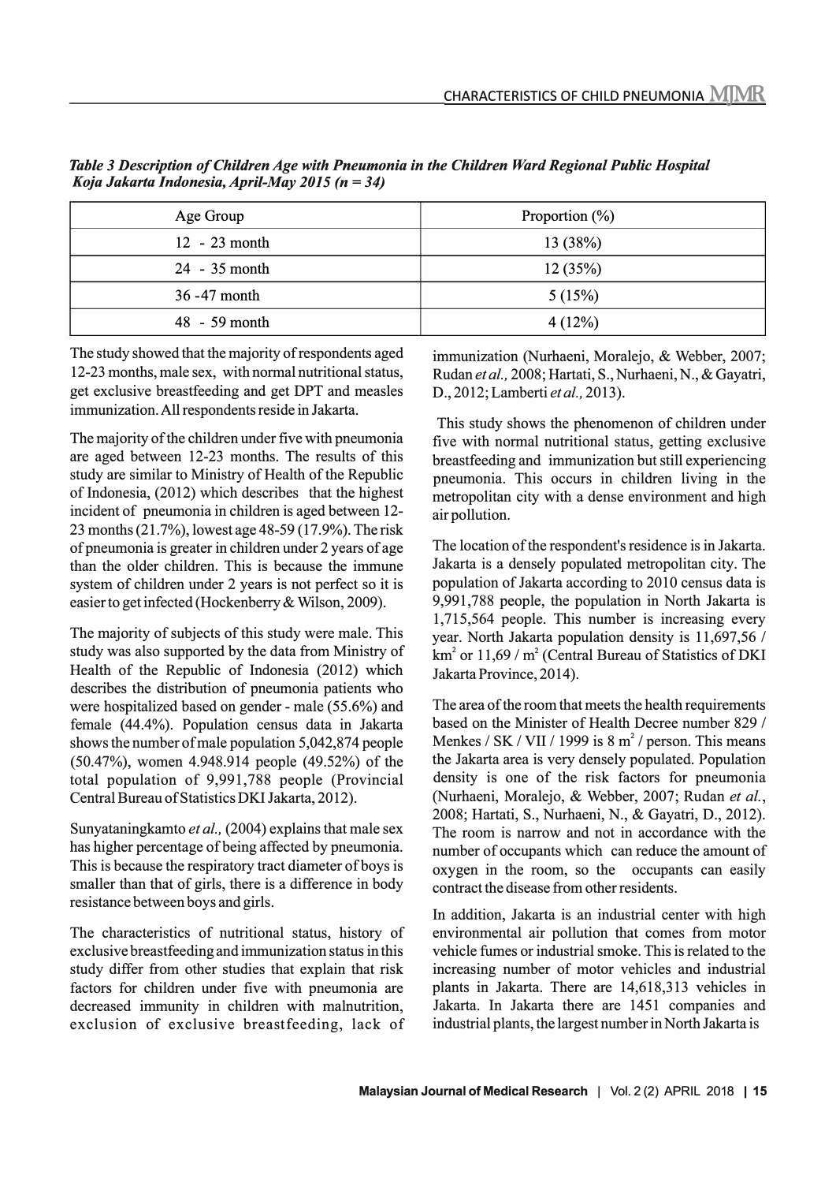*Table 3 Description of Children Age with Pneumonia in the Children Ward Regional Public Hospital Koja Jakarta Indonesia, April-May 2015 (n = 34)*

| Age Group | Proportion (%) |
|---|---|
| 12 - 23 month | 13 (38%) |
| 24 - 35 month | 12 (35%) |
| 36 -47 month | 5 (15%) |
| 48 - 59 month | 4 (12%) |

The study showed that the majority of respondents aged 12-23 months, male sex, with normal nutritional status, get exclusive breastfeeding and get DPT and measles immunization. All respondents reside in Jakarta.

The majority of the children under five with pneumonia are aged between 12-23 months. The results of this study are similar to Ministry of Health of the Republic of Indonesia, (2012) which describes that the highest incident of pneumonia in children is aged between 12-23 months (21.7%), lowest age 48-59 (17.9%). The risk of pneumonia is greater in children under 2 years of age than the older children. This is because the immune system of children under 2 years is not perfect so it is easier to get infected (Hockenberry & Wilson, 2009).

The majority of subjects of this study were male. This study was also supported by the data from Ministry of Health of the Republic of Indonesia (2012) which describes the distribution of pneumonia patients who were hospitalized based on gender - male (55.6%) and female (44.4%). Population census data in Jakarta shows the number of male population 5,042,874 people (50.47%), women 4.948.914 people (49.52%) of the total population of 9,991,788 people (Provincial Central Bureau of Statistics DKI Jakarta, 2012).

Sunyataningkamto *et al.,* (2004) explains that male sex has higher percentage of being affected by pneumonia. This is because the respiratory tract diameter of boys is smaller than that of girls, there is a difference in body resistance between boys and girls.

The characteristics of nutritional status, history of exclusive breastfeeding and immunization status in this study differ from other studies that explain that risk factors for children under five with pneumonia are decreased immunity in children with malnutrition, exclusion of exclusive breastfeeding, lack of immunization (Nurhaeni, Moralejo, & Webber, 2007; Rudan *et al.,* 2008; Hartati, S., Nurhaeni, N., & Gayatri, D., 2012; Lamberti *et al.,* 2013).

This study shows the phenomenon of children under five with normal nutritional status, getting exclusive breastfeeding and immunization but still experiencing pneumonia. This occurs in children living in the metropolitan city with a dense environment and high air pollution.

The location of the respondent's residence is in Jakarta. Jakarta is a densely populated metropolitan city. The population of Jakarta according to 2010 census data is 9,991,788 people, the population in North Jakarta is 1,715,564 people. This number is increasing every year. North Jakarta population density is 11,697,56 / $km^2$ or 11,69 / $m^2$ (Central Bureau of Statistics of DKI Jakarta Province, 2014).

The area of the room that meets the health requirements based on the Minister of Health Decree number 829 / Menkes / SK / VII / 1999 is 8 $m^2$ / person. This means the Jakarta area is very densely populated. Population density is one of the risk factors for pneumonia (Nurhaeni, Moralejo, & Webber, 2007; Rudan *et al.*, 2008; Hartati, S., Nurhaeni, N., & Gayatri, D., 2012). The room is narrow and not in accordance with the number of occupants which can reduce the amount of oxygen in the room, so the occupants can easily contract the disease from other residents.

In addition, Jakarta is an industrial center with high environmental air pollution that comes from motor vehicle fumes or industrial smoke. This is related to the increasing number of motor vehicles and industrial plants in Jakarta. There are 14,618,313 vehicles in Jakarta. In Jakarta there are 1451 companies and industrial plants, the largest number in North Jakarta is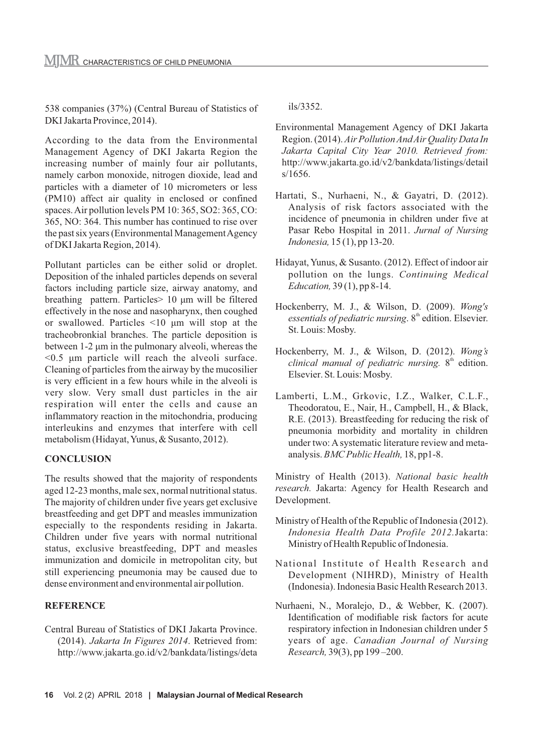538 companies (37%) (Central Bureau of Statistics of DKI Jakarta Province, 2014).

According to the data from the Environmental Management Agency of DKI Jakarta Region the increasing number of mainly four air pollutants, namely carbon monoxide, nitrogen dioxide, lead and particles with a diameter of 10 micrometers or less (PM10) affect air quality in enclosed or confined spaces. Air pollution levels PM 10: 365, SO2: 365, CO: 365, NO: 364. This number has continued to rise over the past six years (Environmental Management Agency of DKI Jakarta Region, 2014).

Pollutant particles can be either solid or droplet. Deposition of the inhaled particles depends on several factors including particle size, airway anatomy, and breathing pattern. Particles> 10 μm will be filtered effectively in the nose and nasopharynx, then coughed or swallowed. Particles <10 μm will stop at the tracheobronkial branches. The particle deposition is between 1-2 μm in the pulmonary alveoli, whereas the <0.5 μm particle will reach the alveoli surface. Cleaning of particles from the airway by the mucosilier is very efficient in a few hours while in the alveoli is very slow. Very small dust particles in the air respiration will enter the cells and cause an inflammatory reaction in the mitochondria, producing interleukins and enzymes that interfere with cell metabolism (Hidayat, Yunus, & Susanto, 2012).

## CONCLUSION

The results showed that the majority of respondents aged 12-23 months, male sex, normal nutritional status. The majority of children under five years get exclusive breastfeeding and get DPT and measles immunization especially to the respondents residing in Jakarta. Children under five years with normal nutritional status, exclusive breastfeeding, DPT and measles immunization and domicile in metropolitan city, but still experiencing pneumonia may be caused due to dense environment and environmental air pollution.

## REFERENCE

Central Bureau of Statistics of DKI Jakarta Province. (2014). *Jakarta In Figures 2014*. Retrieved from: http://www.jakarta.go.id/v2/bankdata/listings/details/3352.

Environmental Management Agency of DKI Jakarta Region. (2014). *Air Pollution And Air Quality Data In Jakarta Capital City Year 2010. Retrieved from:* http://www.jakarta.go.id/v2/bankdata/listings/details/1656.

Hartati, S., Nurhaeni, N., & Gayatri, D. (2012). Analysis of risk factors associated with the incidence of pneumonia in children under five at Pasar Rebo Hospital in 2011. *Jurnal of Nursing Indonesia,* 15 (1), pp 13-20.

Hidayat, Yunus, & Susanto. (2012). Effect of indoor air pollution on the lungs. *Continuing Medical Education,* 39 (1), pp 8-14.

Hockenberry, M. J., & Wilson, D. (2009). *Wong's essentials of pediatric nursing*. 8th edition. Elsevier. St. Louis: Mosby.

Hockenberry, M. J., & Wilson, D. (2012). *Wong's clinical manual of pediatric nursing.* 8th edition. Elsevier. St. Louis: Mosby.

Lamberti, L.M., Grkovic, I.Z., Walker, C.L.F., Theodoratou, E., Nair, H., Campbell, H., & Black, R.E. (2013). Breastfeeding for reducing the risk of pneumonia morbidity and mortality in children under two: A systematic literature review and meta-analysis. *BMC Public Health,* 18, pp1-8.

Ministry of Health (2013). *National basic health research.* Jakarta: Agency for Health Research and Development.

Ministry of Health of the Republic of Indonesia (2012). *Indonesia Health Data Profile 2012.* Jakarta: Ministry of Health Republic of Indonesia.

National Institute of Health Research and Development (NIHRD), Ministry of Health (Indonesia). Indonesia Basic Health Research 2013.

Nurhaeni, N., Moralejo, D., & Webber, K. (2007). Identification of modifiable risk factors for acute respiratory infection in Indonesian children under 5 years of age. *Canadian Journal of Nursing Research,* 39(3), pp 199 –200.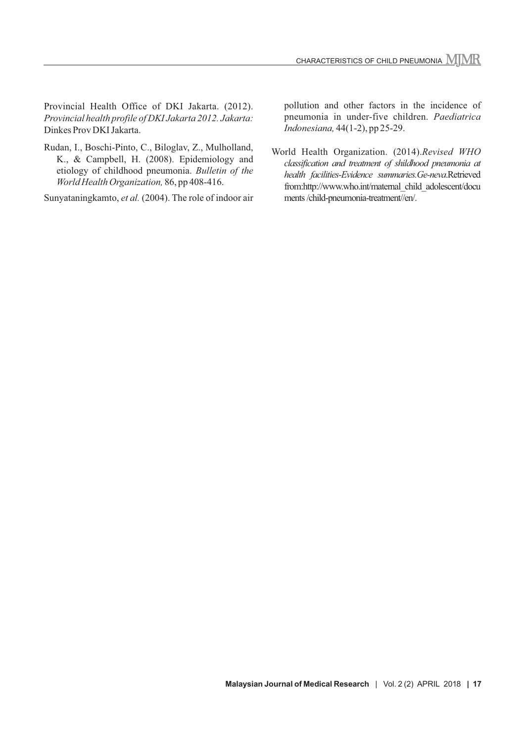Provincial Health Office of DKI Jakarta. (2012). *Provincial health profile of DKI Jakarta 2012. Jakarta:* Dinkes Prov DKI Jakarta.

Rudan, I., Boschi-Pinto, C., Biloglav, Z., Mulholland, K., & Campbell, H. (2008). Epidemiology and etiology of childhood pneumonia. *Bulletin of the World Health Organization,* 86, pp 408-416.

Sunyataningkamto, *et al.* (2004). The role of indoor air pollution and other factors in the incidence of pneumonia in under-five children. *Paediatrica Indonesiana,* 44(1-2), pp 25-29.

World Health Organization. (2014).*Revised WHO classification and treatment of shildhood pneumonia at health facilities-Evidence summaries.Ge-neva*.Retrieved from:http://www.who.int/maternal_child_adolescent/documents /child-pneumonia-treatment//en/.